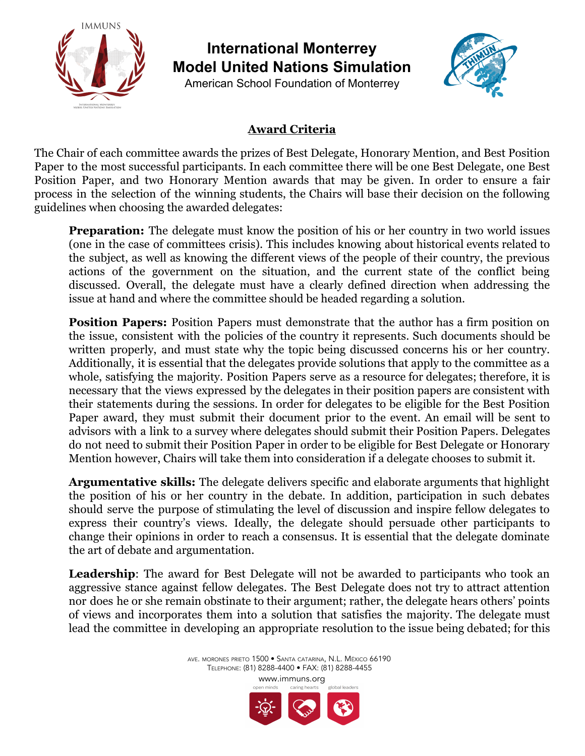# International Monterrey Model United Nations Simulation

American School Foundation of Monterrey

## Award Criteria

The Chair of each committee awards the prizes of Best Delegate, Honorary Mention, and Best Position Paper to the most successful participants. In each committee there will be one Best Delegate, one Best Position Paper, and two Honorary Mention awards that may be given. In order to ensure a fair process in the selection of the winning students, the Chairs will base their decision on the following guidelines when choosing the awarded delegates:

**Preparation:** The delegate must know the position of his or her country in two world issues (one in the case of committees crisis). This includes knowing about historical events related to the subject, as well as knowing the different views of the people of their country, the previous actions of the government on the situation, and the current state of the conflict being discussed. Overall, the delegate must have a clearly defined direction when addressing the issue at hand and where the committee should be headed regarding a solution.

**Position Papers:** Position Papers must demonstrate that the author has a firm position on the issue, consistent with the policies of the country it represents. Such documents should be written properly, and must state why the topic being discussed concerns his or her country. Additionally, it is essential that the delegates provide solutions that apply to the committee as a whole, satisfying the majority. Position Papers serve as a resource for delegates; therefore, it is necessary that the views expressed by the delegates in their position papers are consistent with their statements during the sessions. In order for delegates to be eligible for the Best Position Paper award, they must submit their document prior to the event. An email will be sent to advisors with a link to a survey where delegates should submit their Position Papers. Delegates do not need to submit their Position Paper in order to be eligible for Best Delegate or Honorary Mention however, Chairs will take them into consideration if a delegate chooses to submit it.

**Argumentative skills:** The delegate delivers specific and elaborate arguments that highlight the position of his or her country in the debate. In addition, participation in such debates should serve the purpose of stimulating the level of discussion and inspire fellow delegates to express their country's views. Ideally, the delegate should persuade other participants to change their opinions in order to reach a consensus. It is essential that the delegate dominate the art of debate and argumentation.

**Leadership**: The award for Best Delegate will not be awarded to participants who took an aggressive stance against fellow delegates. The Best Delegate does not try to attract attention nor does he or she remain obstinate to their argument; rather, the delegate hears others' points of views and incorporates them into a solution that satisfies the majority. The delegate must lead the committee in developing an appropriate resolution to the issue being debated; for this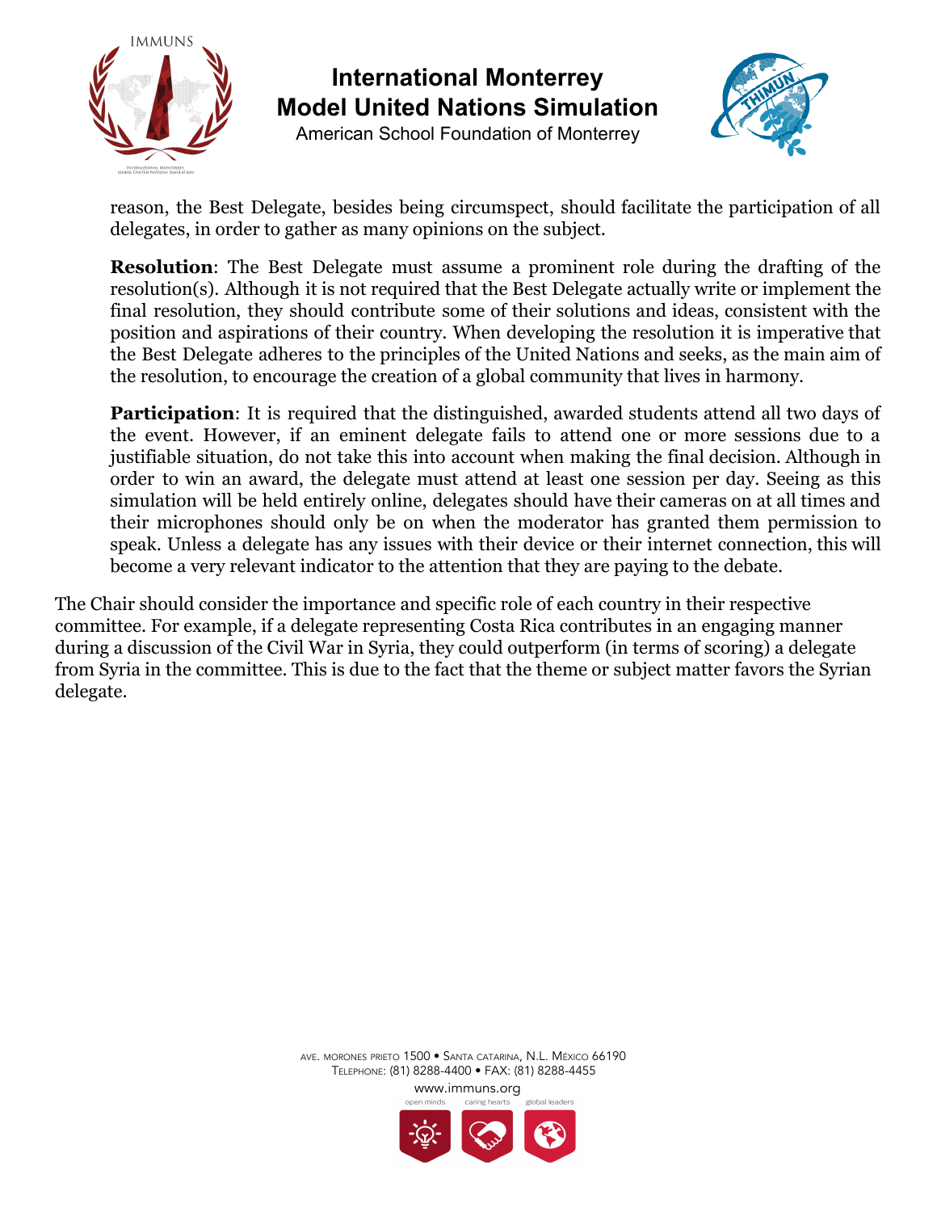reason, the Best Delegate, besides being circumspect, should facilitate the participation of all delegates, in order to gather as many opinions on the subject.

**Resolution**: The Best Delegate must assume a prominent role during the drafting of the resolution(s). Although it is not required that the Best Delegate actually write or implement the final resolution, they should contribute some of their solutions and ideas, consistent with the position and aspirations of their country. When developing the resolution it is imperative that the Best Delegate adheres to the principles of the United Nations and seeks, as the main aim of the resolution, to encourage the creation of a global community that lives in harmony.

**Participation**: It is required that the distinguished, awarded students attend all two days of the event. However, if an eminent delegate fails to attend one or more sessions due to a justifiable situation, do not take this into account when making the final decision. Although in order to win an award, the delegate must attend at least one session per day. Seeing as this simulation will be held entirely online, delegates should have their cameras on at all times and their microphones should only be on when the moderator has granted them permission to speak. Unless a delegate has any issues with their device or their internet connection, this will become a very relevant indicator to the attention that they are paying to the debate.

The Chair should consider the importance and specific role of each country in their respective committee. For example, if a delegate representing Costa Rica contributes in an engaging manner during a discussion of the Civil War in Syria, they could outperform (in terms of scoring) a delegate from Syria in the committee. This is due to the fact that the theme or subject matter favors the Syrian delegate.